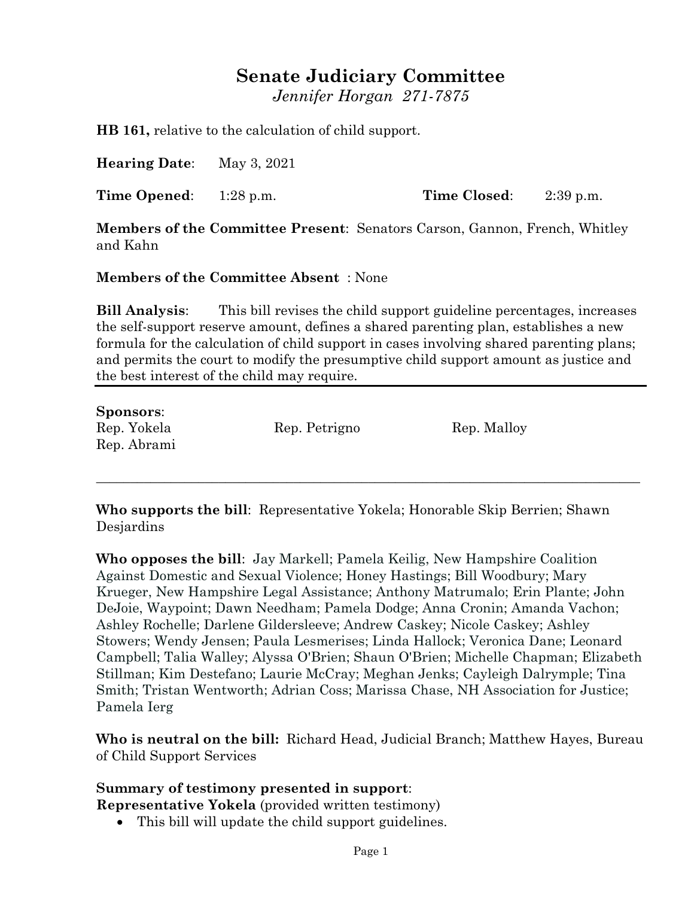# Senate Judiciary Committee

*Jennifer Horgan 271-7875*

**HB 161,** relative to the calculation of child support.

**Hearing Date**: May 3, 2021

**Time Opened**: 1:28 p.m. **Time Closed**: 2:39 p.m.

**Members of the Committee Present**: Senators Carson, Gannon, French, Whitley and Kahn

**Members of the Committee Absent** : None

**Bill Analysis**: This bill revises the child support guideline percentages, increases the self-support reserve amount, defines a shared parenting plan, establishes a new formula for the calculation of child support in cases involving shared parenting plans; and permits the court to modify the presumptive child support amount as justice and the best interest of the child may require.

---

**Sponsors**:

Rep. Yokela Rep. Petrigno Rep. Malloy
Rep. Abrami

---

**Who supports the bill**: Representative Yokela; Honorable Skip Berrien; Shawn Desjardins

**Who opposes the bill**: Jay Markell; Pamela Keilig, New Hampshire Coalition Against Domestic and Sexual Violence; Honey Hastings; Bill Woodbury; Mary Krueger, New Hampshire Legal Assistance; Anthony Matrumalo; Erin Plante; John DeJoie, Waypoint; Dawn Needham; Pamela Dodge; Anna Cronin; Amanda Vachon; Ashley Rochelle; Darlene Gildersleeve; Andrew Caskey; Nicole Caskey; Ashley Stowers; Wendy Jensen; Paula Lesmerises; Linda Hallock; Veronica Dane; Leonard Campbell; Talia Walley; Alyssa O'Brien; Shaun O'Brien; Michelle Chapman; Elizabeth Stillman; Kim Destefano; Laurie McCray; Meghan Jenks; Cayleigh Dalrymple; Tina Smith; Tristan Wentworth; Adrian Coss; Marissa Chase, NH Association for Justice; Pamela Ierg

**Who is neutral on the bill:** Richard Head, Judicial Branch; Matthew Hayes, Bureau of Child Support Services

**Summary of testimony presented in support**:

**Representative Yokela** (provided written testimony)

- This bill will update the child support guidelines.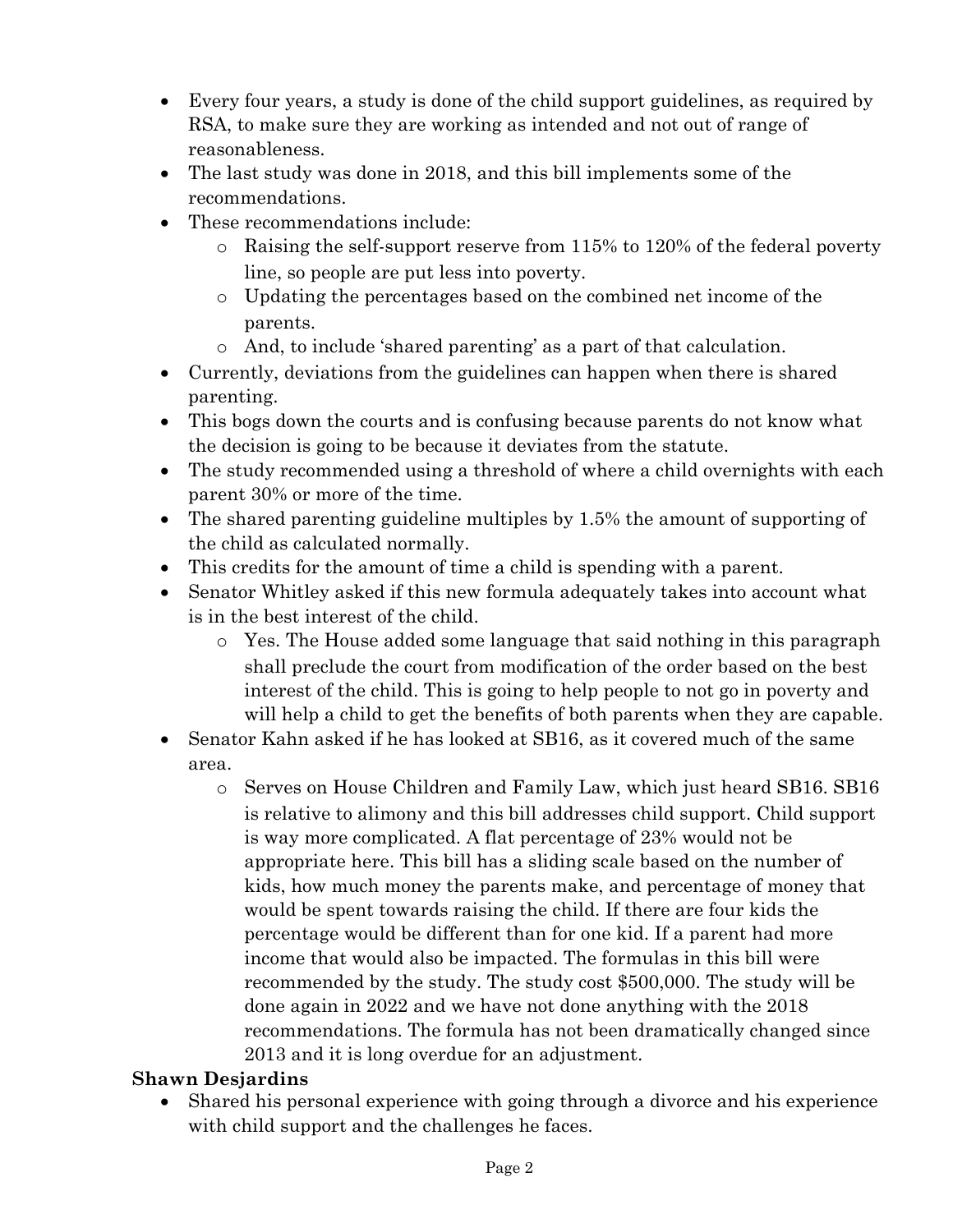- Every four years, a study is done of the child support guidelines, as required by RSA, to make sure they are working as intended and not out of range of reasonableness.
- The last study was done in 2018, and this bill implements some of the recommendations.
- These recommendations include:
    - Raising the self-support reserve from 115% to 120% of the federal poverty line, so people are put less into poverty.
    - Updating the percentages based on the combined net income of the parents.
    - And, to include 'shared parenting' as a part of that calculation.
- Currently, deviations from the guidelines can happen when there is shared parenting.
- This bogs down the courts and is confusing because parents do not know what the decision is going to be because it deviates from the statute.
- The study recommended using a threshold of where a child overnights with each parent 30% or more of the time.
- The shared parenting guideline multiples by 1.5% the amount of supporting of the child as calculated normally.
- This credits for the amount of time a child is spending with a parent.
- Senator Whitley asked if this new formula adequately takes into account what is in the best interest of the child.
    - Yes. The House added some language that said nothing in this paragraph shall preclude the court from modification of the order based on the best interest of the child. This is going to help people to not go in poverty and will help a child to get the benefits of both parents when they are capable.
- Senator Kahn asked if he has looked at SB16, as it covered much of the same area.
    - Serves on House Children and Family Law, which just heard SB16. SB16 is relative to alimony and this bill addresses child support. Child support is way more complicated. A flat percentage of 23% would not be appropriate here. This bill has a sliding scale based on the number of kids, how much money the parents make, and percentage of money that would be spent towards raising the child. If there are four kids the percentage would be different than for one kid. If a parent had more income that would also be impacted. The formulas in this bill were recommended by the study. The study cost $500,000. The study will be done again in 2022 and we have not done anything with the 2018 recommendations. The formula has not been dramatically changed since 2013 and it is long overdue for an adjustment.

**Shawn Desjardins**

- Shared his personal experience with going through a divorce and his experience with child support and the challenges he faces.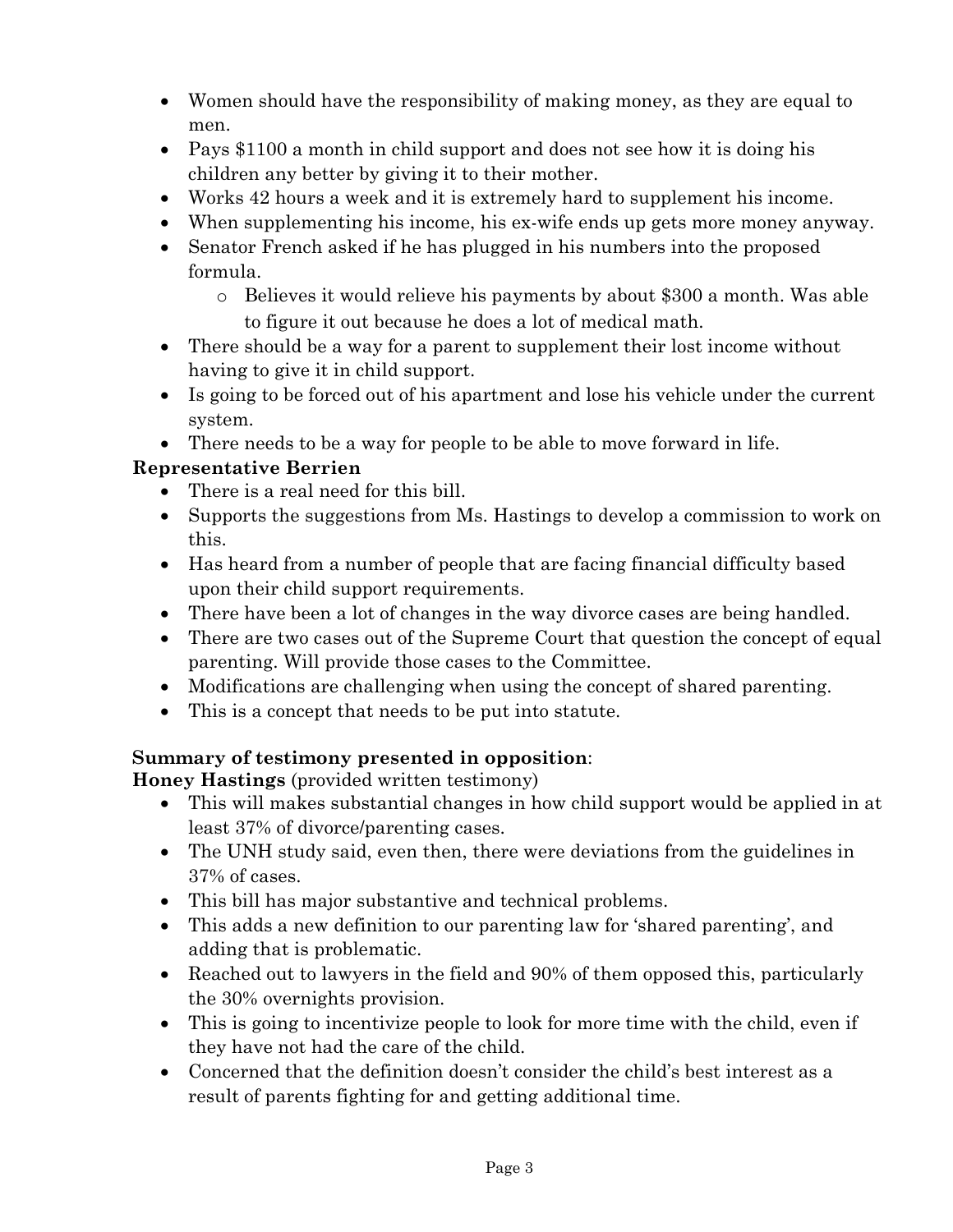- Women should have the responsibility of making money, as they are equal to men.
- Pays $1100 a month in child support and does not see how it is doing his children any better by giving it to their mother.
- Works 42 hours a week and it is extremely hard to supplement his income.
- When supplementing his income, his ex-wife ends up gets more money anyway.
- Senator French asked if he has plugged in his numbers into the proposed formula.
  - Believes it would relieve his payments by about $300 a month. Was able to figure it out because he does a lot of medical math.
- There should be a way for a parent to supplement their lost income without having to give it in child support.
- Is going to be forced out of his apartment and lose his vehicle under the current system.
- There needs to be a way for people to be able to move forward in life.

**Representative Berrien**

- There is a real need for this bill.
- Supports the suggestions from Ms. Hastings to develop a commission to work on this.
- Has heard from a number of people that are facing financial difficulty based upon their child support requirements.
- There have been a lot of changes in the way divorce cases are being handled.
- There are two cases out of the Supreme Court that question the concept of equal parenting. Will provide those cases to the Committee.
- Modifications are challenging when using the concept of shared parenting.
- This is a concept that needs to be put into statute.

**Summary of testimony presented in opposition**:

**Honey Hastings** (provided written testimony)

- This will makes substantial changes in how child support would be applied in at least 37% of divorce/parenting cases.
- The UNH study said, even then, there were deviations from the guidelines in 37% of cases.
- This bill has major substantive and technical problems.
- This adds a new definition to our parenting law for 'shared parenting', and adding that is problematic.
- Reached out to lawyers in the field and 90% of them opposed this, particularly the 30% overnights provision.
- This is going to incentivize people to look for more time with the child, even if they have not had the care of the child.
- Concerned that the definition doesn't consider the child's best interest as a result of parents fighting for and getting additional time.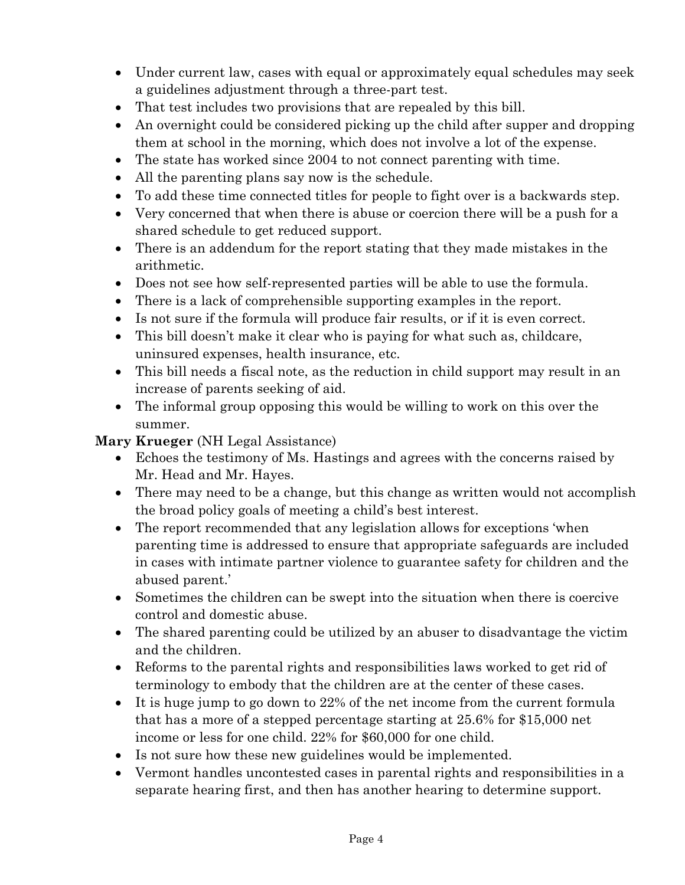- Under current law, cases with equal or approximately equal schedules may seek a guidelines adjustment through a three-part test.
- That test includes two provisions that are repealed by this bill.
- An overnight could be considered picking up the child after supper and dropping them at school in the morning, which does not involve a lot of the expense.
- The state has worked since 2004 to not connect parenting with time.
- All the parenting plans say now is the schedule.
- To add these time connected titles for people to fight over is a backwards step.
- Very concerned that when there is abuse or coercion there will be a push for a shared schedule to get reduced support.
- There is an addendum for the report stating that they made mistakes in the arithmetic.
- Does not see how self-represented parties will be able to use the formula.
- There is a lack of comprehensible supporting examples in the report.
- Is not sure if the formula will produce fair results, or if it is even correct.
- This bill doesn't make it clear who is paying for what such as, childcare, uninsured expenses, health insurance, etc.
- This bill needs a fiscal note, as the reduction in child support may result in an increase of parents seeking of aid.
- The informal group opposing this would be willing to work on this over the summer.

**Mary Krueger** (NH Legal Assistance)

- Echoes the testimony of Ms. Hastings and agrees with the concerns raised by Mr. Head and Mr. Hayes.
- There may need to be a change, but this change as written would not accomplish the broad policy goals of meeting a child's best interest.
- The report recommended that any legislation allows for exceptions 'when parenting time is addressed to ensure that appropriate safeguards are included in cases with intimate partner violence to guarantee safety for children and the abused parent.'
- Sometimes the children can be swept into the situation when there is coercive control and domestic abuse.
- The shared parenting could be utilized by an abuser to disadvantage the victim and the children.
- Reforms to the parental rights and responsibilities laws worked to get rid of terminology to embody that the children are at the center of these cases.
- It is huge jump to go down to 22% of the net income from the current formula that has a more of a stepped percentage starting at 25.6% for $15,000 net income or less for one child. 22% for $60,000 for one child.
- Is not sure how these new guidelines would be implemented.
- Vermont handles uncontested cases in parental rights and responsibilities in a separate hearing first, and then has another hearing to determine support.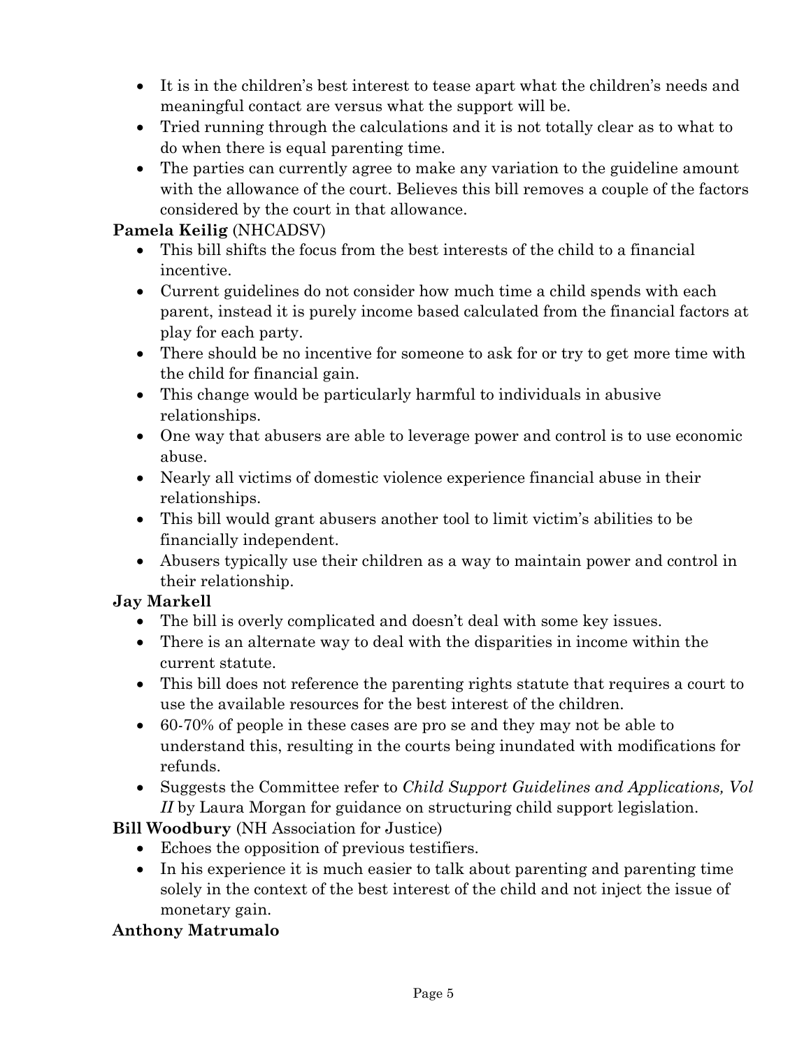- It is in the children's best interest to tease apart what the children's needs and meaningful contact are versus what the support will be.
- Tried running through the calculations and it is not totally clear as to what to do when there is equal parenting time.
- The parties can currently agree to make any variation to the guideline amount with the allowance of the court. Believes this bill removes a couple of the factors considered by the court in that allowance.

**Pamela Keilig** (NHCADSV)

- This bill shifts the focus from the best interests of the child to a financial incentive.
- Current guidelines do not consider how much time a child spends with each parent, instead it is purely income based calculated from the financial factors at play for each party.
- There should be no incentive for someone to ask for or try to get more time with the child for financial gain.
- This change would be particularly harmful to individuals in abusive relationships.
- One way that abusers are able to leverage power and control is to use economic abuse.
- Nearly all victims of domestic violence experience financial abuse in their relationships.
- This bill would grant abusers another tool to limit victim's abilities to be financially independent.
- Abusers typically use their children as a way to maintain power and control in their relationship.

**Jay Markell**

- The bill is overly complicated and doesn't deal with some key issues.
- There is an alternate way to deal with the disparities in income within the current statute.
- This bill does not reference the parenting rights statute that requires a court to use the available resources for the best interest of the children.
- 60-70% of people in these cases are pro se and they may not be able to understand this, resulting in the courts being inundated with modifications for refunds.
- Suggests the Committee refer to *Child Support Guidelines and Applications, Vol II* by Laura Morgan for guidance on structuring child support legislation.

**Bill Woodbury** (NH Association for Justice)

- Echoes the opposition of previous testifiers.
- In his experience it is much easier to talk about parenting and parenting time solely in the context of the best interest of the child and not inject the issue of monetary gain.

**Anthony Matrumalo**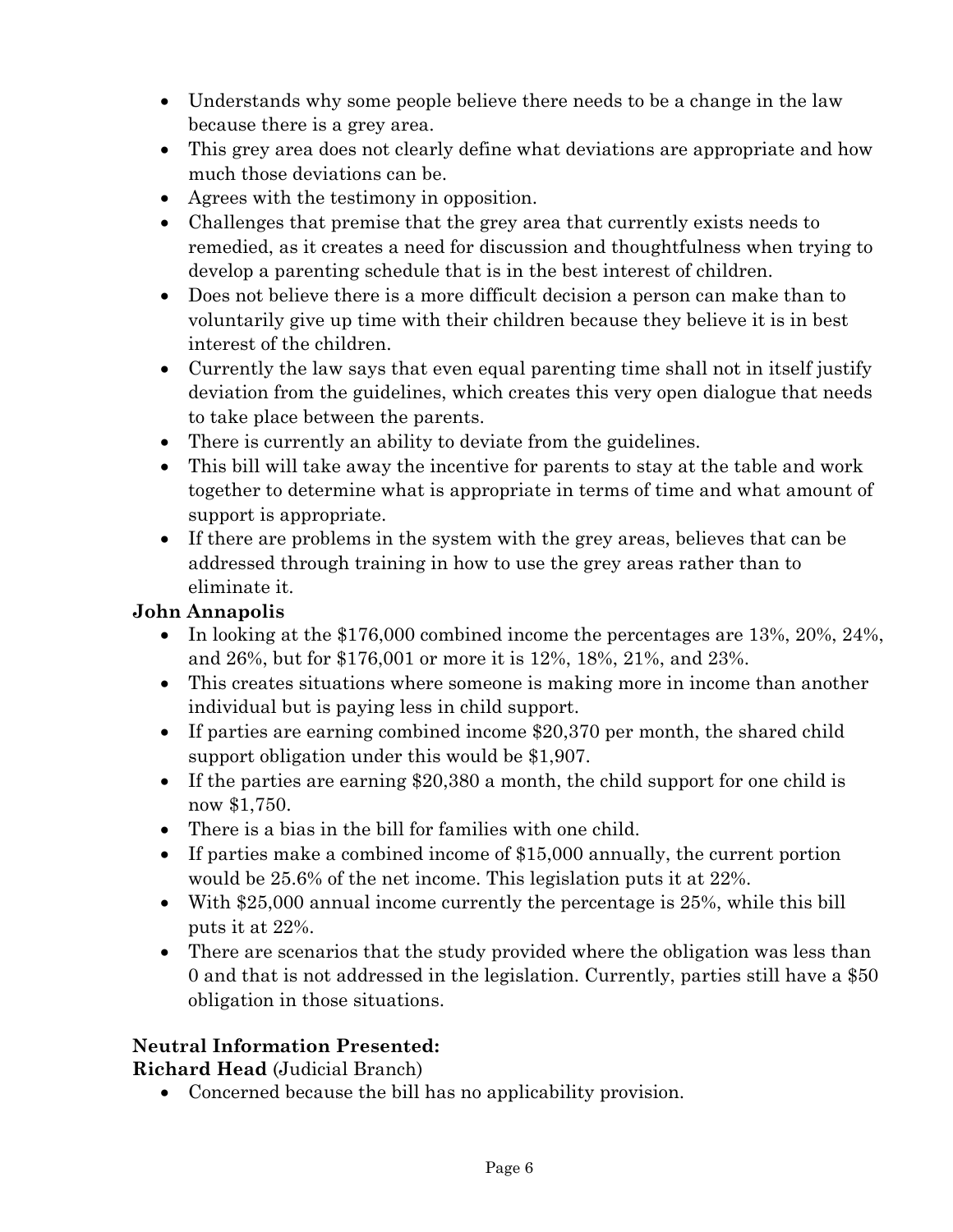- Understands why some people believe there needs to be a change in the law because there is a grey area.
- This grey area does not clearly define what deviations are appropriate and how much those deviations can be.
- Agrees with the testimony in opposition.
- Challenges that premise that the grey area that currently exists needs to remedied, as it creates a need for discussion and thoughtfulness when trying to develop a parenting schedule that is in the best interest of children.
- Does not believe there is a more difficult decision a person can make than to voluntarily give up time with their children because they believe it is in best interest of the children.
- Currently the law says that even equal parenting time shall not in itself justify deviation from the guidelines, which creates this very open dialogue that needs to take place between the parents.
- There is currently an ability to deviate from the guidelines.
- This bill will take away the incentive for parents to stay at the table and work together to determine what is appropriate in terms of time and what amount of support is appropriate.
- If there are problems in the system with the grey areas, believes that can be addressed through training in how to use the grey areas rather than to eliminate it.

**John Annapolis**

- In looking at the $176,000 combined income the percentages are 13%, 20%, 24%, and 26%, but for $176,001 or more it is 12%, 18%, 21%, and 23%.
- This creates situations where someone is making more in income than another individual but is paying less in child support.
- If parties are earning combined income $20,370 per month, the shared child support obligation under this would be $1,907.
- If the parties are earning $20,380 a month, the child support for one child is now $1,750.
- There is a bias in the bill for families with one child.
- If parties make a combined income of $15,000 annually, the current portion would be 25.6% of the net income. This legislation puts it at 22%.
- With $25,000 annual income currently the percentage is 25%, while this bill puts it at 22%.
- There are scenarios that the study provided where the obligation was less than 0 and that is not addressed in the legislation. Currently, parties still have a $50 obligation in those situations.

**Neutral Information Presented:**

**Richard Head** (Judicial Branch)

- Concerned because the bill has no applicability provision.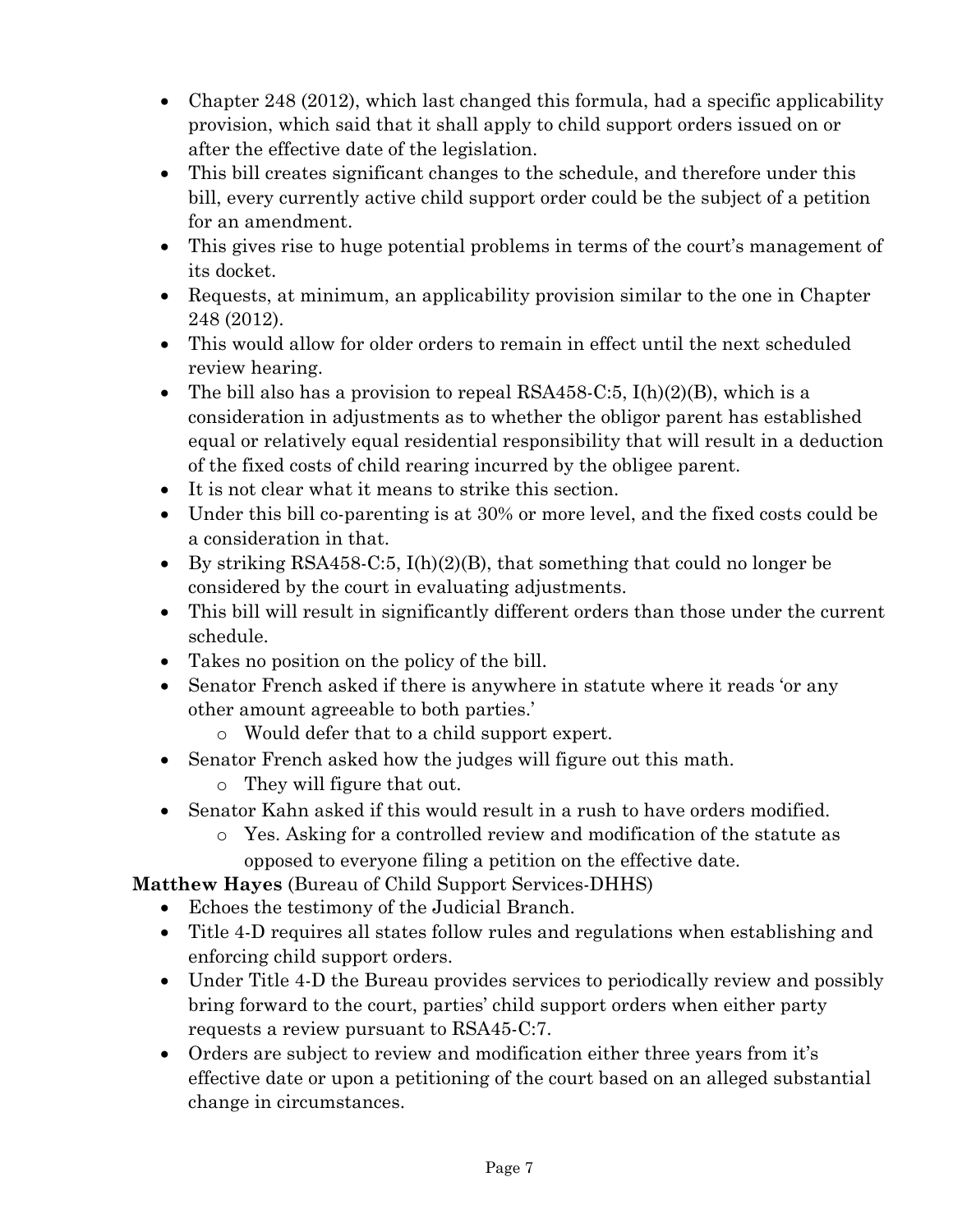- Chapter 248 (2012), which last changed this formula, had a specific applicability provision, which said that it shall apply to child support orders issued on or after the effective date of the legislation.
- This bill creates significant changes to the schedule, and therefore under this bill, every currently active child support order could be the subject of a petition for an amendment.
- This gives rise to huge potential problems in terms of the court's management of its docket.
- Requests, at minimum, an applicability provision similar to the one in Chapter 248 (2012).
- This would allow for older orders to remain in effect until the next scheduled review hearing.
- The bill also has a provision to repeal RSA458-C:5, I(h)(2)(B), which is a consideration in adjustments as to whether the obligor parent has established equal or relatively equal residential responsibility that will result in a deduction of the fixed costs of child rearing incurred by the obligee parent.
- It is not clear what it means to strike this section.
- Under this bill co-parenting is at 30% or more level, and the fixed costs could be a consideration in that.
- By striking RSA458-C:5, I(h)(2)(B), that something that could no longer be considered by the court in evaluating adjustments.
- This bill will result in significantly different orders than those under the current schedule.
- Takes no position on the policy of the bill.
- Senator French asked if there is anywhere in statute where it reads 'or any other amount agreeable to both parties.'
  - Would defer that to a child support expert.
- Senator French asked how the judges will figure out this math.
  - They will figure that out.
- Senator Kahn asked if this would result in a rush to have orders modified.
  - Yes. Asking for a controlled review and modification of the statute as opposed to everyone filing a petition on the effective date.

**Matthew Hayes** (Bureau of Child Support Services-DHHS)

- Echoes the testimony of the Judicial Branch.
- Title 4-D requires all states follow rules and regulations when establishing and enforcing child support orders.
- Under Title 4-D the Bureau provides services to periodically review and possibly bring forward to the court, parties' child support orders when either party requests a review pursuant to RSA45-C:7.
- Orders are subject to review and modification either three years from it's effective date or upon a petitioning of the court based on an alleged substantial change in circumstances.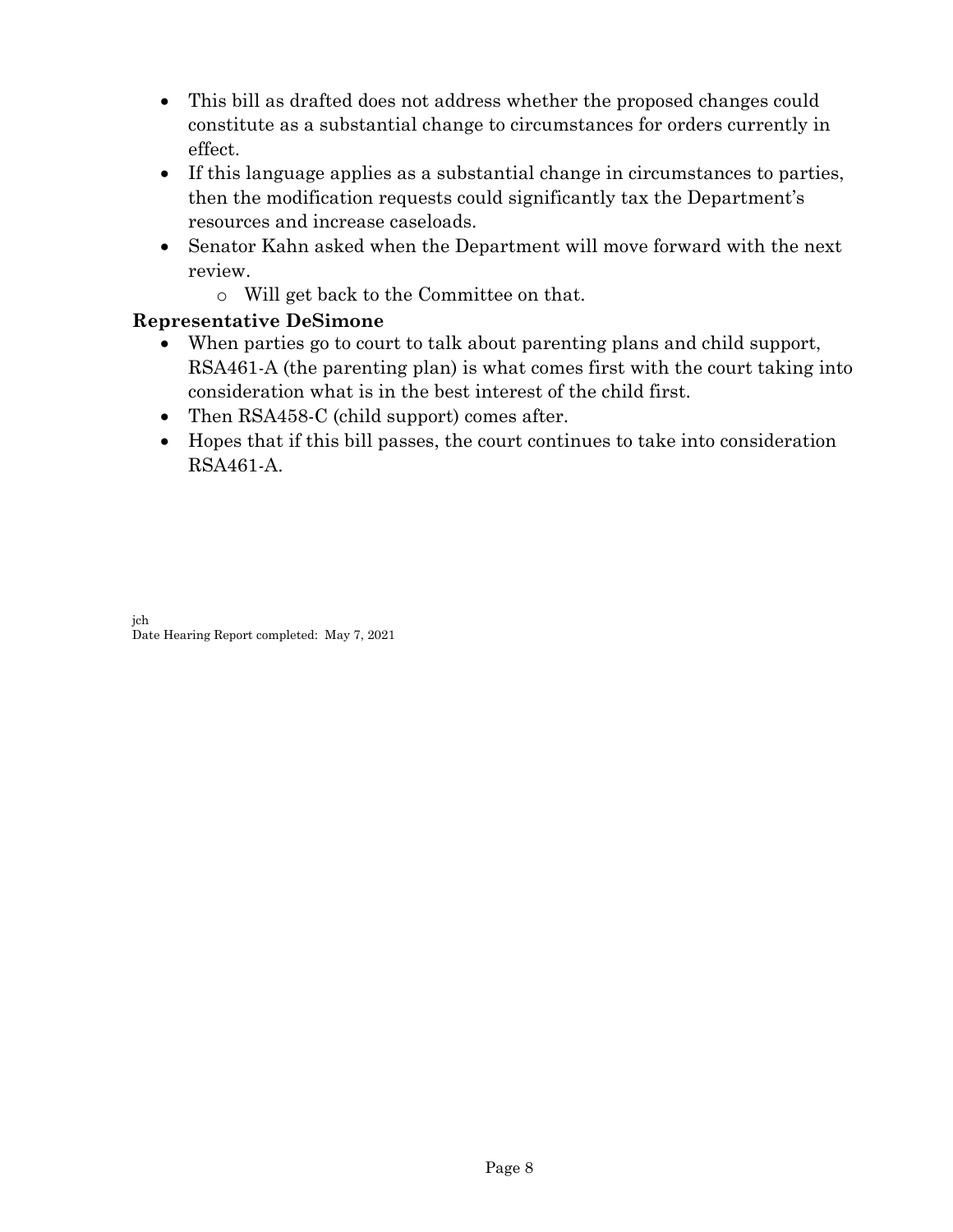- This bill as drafted does not address whether the proposed changes could constitute as a substantial change to circumstances for orders currently in effect.
- If this language applies as a substantial change in circumstances to parties, then the modification requests could significantly tax the Department's resources and increase caseloads.
- Senator Kahn asked when the Department will move forward with the next review.
  - Will get back to the Committee on that.

**Representative DeSimone**

- When parties go to court to talk about parenting plans and child support, RSA461-A (the parenting plan) is what comes first with the court taking into consideration what is in the best interest of the child first.
- Then RSA458-C (child support) comes after.
- Hopes that if this bill passes, the court continues to take into consideration RSA461-A.

jch
Date Hearing Report completed: May 7, 2021